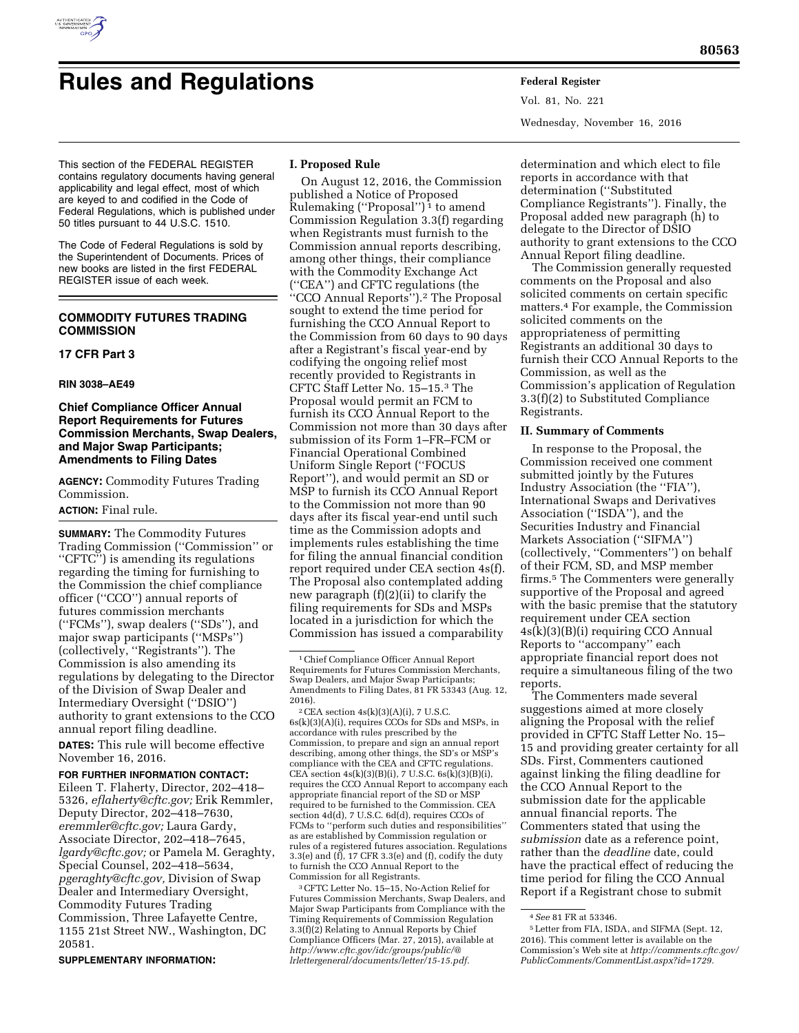# Rules and Regulations

This section of the FEDERAL REGISTER contains regulatory documents having general applicability and legal effect, most of which are keyed to and codified in the Code of Federal Regulations, which is published under 50 titles pursuant to 44 U.S.C. 1510.

The Code of Federal Regulations is sold by the Superintendent of Documents. Prices of new books are listed in the first FEDERAL REGISTER issue of each week.

## COMMODITY FUTURES TRADING COMMISSION

### 17 CFR Part 3

**RIN 3038–AE49**

### Chief Compliance Officer Annual Report Requirements for Futures Commission Merchants, Swap Dealers, and Major Swap Participants; Amendments to Filing Dates

**AGENCY:** Commodity Futures Trading Commission.

**ACTION:** Final rule.

**SUMMARY:** The Commodity Futures Trading Commission (''Commission'' or ''CFTC'') is amending its regulations regarding the timing for furnishing to the Commission the chief compliance officer (''CCO'') annual reports of futures commission merchants (''FCMs''), swap dealers (''SDs''), and major swap participants (''MSPs'') (collectively, ''Registrants''). The Commission is also amending its regulations by delegating to the Director of the Division of Swap Dealer and Intermediary Oversight (''DSIO'') authority to grant extensions to the CCO annual report filing deadline.

**DATES:** This rule will become effective November 16, 2016.

**FOR FURTHER INFORMATION CONTACT:** Eileen T. Flaherty, Director, 202–418–5326, *eflaherty@cftc.gov;* Erik Remmler, Deputy Director, 202–418–7630, *eremmler@cftc.gov;* Laura Gardy, Associate Director, 202–418–7645, *lgardy@cftc.gov;* or Pamela M. Geraghty, Special Counsel, 202–418–5634, *pgeraghty@cftc.gov,* Division of Swap Dealer and Intermediary Oversight, Commodity Futures Trading Commission, Three Lafayette Centre, 1155 21st Street NW., Washington, DC 20581.

**SUPPLEMENTARY INFORMATION:**

## I. Proposed Rule

On August 12, 2016, the Commission published a Notice of Proposed Rulemaking (''Proposal'')[1] to amend Commission Regulation 3.3(f) regarding when Registrants must furnish to the Commission annual reports describing, among other things, their compliance with the Commodity Exchange Act (''CEA'') and CFTC regulations (the ''CCO Annual Reports'').[2] The Proposal sought to extend the time period for furnishing the CCO Annual Report to the Commission from 60 days to 90 days after a Registrant's fiscal year-end by codifying the ongoing relief most recently provided to Registrants in CFTC Staff Letter No. 15–15.[3] The Proposal would permit an FCM to furnish its CCO Annual Report to the Commission not more than 30 days after submission of its Form 1–FR–FCM or Financial Operational Combined Uniform Single Report (''FOCUS Report''), and would permit an SD or MSP to furnish its CCO Annual Report to the Commission not more than 90 days after its fiscal year-end until such time as the Commission adopts and implements rules establishing the time for filing the annual financial condition report required under CEA section 4s(f). The Proposal also contemplated adding new paragraph (f)(2)(ii) to clarify the filing requirements for SDs and MSPs located in a jurisdiction for which the Commission has issued a comparability determination and which elect to file reports in accordance with that determination (''Substituted Compliance Registrants''). Finally, the Proposal added new paragraph (h) to delegate to the Director of DSIO authority to grant extensions to the CCO Annual Report filing deadline.

The Commission generally requested comments on the Proposal and also solicited comments on certain specific matters.[4] For example, the Commission solicited comments on the appropriateness of permitting Registrants an additional 30 days to furnish their CCO Annual Reports to the Commission, as well as the Commission's application of Regulation 3.3(f)(2) to Substituted Compliance Registrants.

## II. Summary of Comments

In response to the Proposal, the Commission received one comment submitted jointly by the Futures Industry Association (the ''FIA''), International Swaps and Derivatives Association (''ISDA''), and the Securities Industry and Financial Markets Association (''SIFMA'') (collectively, ''Commenters'') on behalf of their FCM, SD, and MSP member firms.[5] The Commenters were generally supportive of the Proposal and agreed with the basic premise that the statutory requirement under CEA section 4s(k)(3)(B)(i) requiring CCO Annual Reports to ''accompany'' each appropriate financial report does not require a simultaneous filing of the two reports.

The Commenters made several suggestions aimed at more closely aligning the Proposal with the relief provided in CFTC Staff Letter No. 15–15 and providing greater certainty for all SDs. First, Commenters cautioned against linking the filing deadline for the CCO Annual Report to the submission date for the applicable annual financial reports. The Commenters stated that using the *submission* date as a reference point, rather than the *deadline* date, could have the practical effect of reducing the time period for filing the CCO Annual Report if a Registrant chose to submit

---

[1] Chief Compliance Officer Annual Report Requirements for Futures Commission Merchants, Swap Dealers, and Major Swap Participants; Amendments to Filing Dates, 81 FR 53343 (Aug. 12, 2016).

[2] CEA section 4s(k)(3)(A)(i), 7 U.S.C. 6s(k)(3)(A)(i), requires CCOs for SDs and MSPs, in accordance with rules prescribed by the Commission, to prepare and sign an annual report describing, among other things, the SD's or MSP's compliance with the CEA and CFTC regulations. CEA section 4s(k)(3)(B)(i), 7 U.S.C. 6s(k)(3)(B)(i), requires the CCO Annual Report to accompany each appropriate financial report of the SD or MSP required to be furnished to the Commission. CEA section 4d(d), 7 U.S.C. 6d(d), requires CCOs of FCMs to ''perform such duties and responsibilities'' as are established by Commission regulation or rules of a registered futures association. Regulations 3.3(e) and (f), 17 CFR 3.3(e) and (f), codify the duty to furnish the CCO Annual Report to the Commission for all Registrants.

[3] CFTC Letter No. 15–15, No-Action Relief for Futures Commission Merchants, Swap Dealers, and Major Swap Participants from Compliance with the Timing Requirements of Commission Regulation 3.3(f)(2) Relating to Annual Reports by Chief Compliance Officers (Mar. 27, 2015), available at *http://www.cftc.gov/idc/groups/public/@lrlettergeneral/documents/letter/15-15.pdf.*

[4] *See* 81 FR at 53346.

[5] Letter from FIA, ISDA, and SIFMA (Sept. 12, 2016). This comment letter is available on the Commission's Web site at *http://comments.cftc.gov/PublicComments/CommentList.aspx?id=1729.*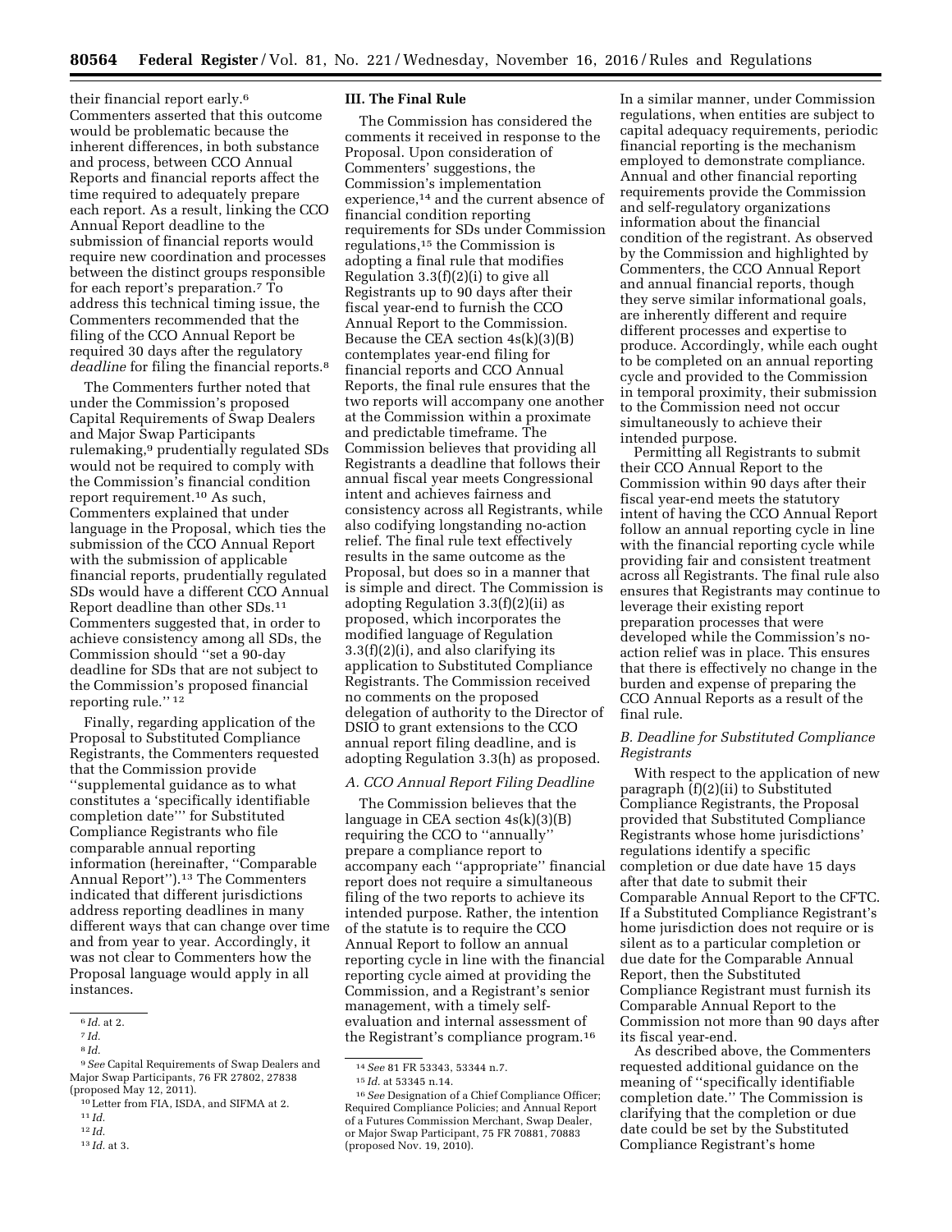their financial report early.[6] Commenters asserted that this outcome would be problematic because the inherent differences, in both substance and process, between CCO Annual Reports and financial reports affect the time required to adequately prepare each report. As a result, linking the CCO Annual Report deadline to the submission of financial reports would require new coordination and processes between the distinct groups responsible for each report's preparation.[7] To address this technical timing issue, the Commenters recommended that the filing of the CCO Annual Report be required 30 days after the regulatory *deadline* for filing the financial reports.[8]

The Commenters further noted that under the Commission's proposed Capital Requirements of Swap Dealers and Major Swap Participants rulemaking,[9] prudentially regulated SDs would not be required to comply with the Commission's financial condition report requirement.[10] As such, Commenters explained that under language in the Proposal, which ties the submission of the CCO Annual Report with the submission of applicable financial reports, prudentially regulated SDs would have a different CCO Annual Report deadline than other SDs.[11] Commenters suggested that, in order to achieve consistency among all SDs, the Commission should ''set a 90-day deadline for SDs that are not subject to the Commission's proposed financial reporting rule.'' [12]

Finally, regarding application of the Proposal to Substituted Compliance Registrants, the Commenters requested that the Commission provide ''supplemental guidance as to what constitutes a 'specifically identifiable completion date''' for Substituted Compliance Registrants who file comparable annual reporting information (hereinafter, ''Comparable Annual Report'').[13] The Commenters indicated that different jurisdictions address reporting deadlines in many different ways that can change over time and from year to year. Accordingly, it was not clear to Commenters how the Proposal language would apply in all instances.

## III. The Final Rule

The Commission has considered the comments it received in response to the Proposal. Upon consideration of Commenters' suggestions, the Commission's implementation experience,[14] and the current absence of financial condition reporting requirements for SDs under Commission regulations,[15] the Commission is adopting a final rule that modifies Regulation 3.3(f)(2)(i) to give all Registrants up to 90 days after their fiscal year-end to furnish the CCO Annual Report to the Commission. Because the CEA section 4s(k)(3)(B) contemplates year-end filing for financial reports and CCO Annual Reports, the final rule ensures that the two reports will accompany one another at the Commission within a proximate and predictable timeframe. The Commission believes that providing all Registrants a deadline that follows their annual fiscal year meets Congressional intent and achieves fairness and consistency across all Registrants, while also codifying longstanding no-action relief. The final rule text effectively results in the same outcome as the Proposal, but does so in a manner that is simple and direct. The Commission is adopting Regulation 3.3(f)(2)(ii) as proposed, which incorporates the modified language of Regulation 3.3(f)(2)(i), and also clarifying its application to Substituted Compliance Registrants. The Commission received no comments on the proposed delegation of authority to the Director of DSIO to grant extensions to the CCO annual report filing deadline, and is adopting Regulation 3.3(h) as proposed.

### A. CCO Annual Report Filing Deadline

The Commission believes that the language in CEA section 4s(k)(3)(B) requiring the CCO to ''annually'' prepare a compliance report to accompany each ''appropriate'' financial report does not require a simultaneous filing of the two reports to achieve its intended purpose. Rather, the intention of the statute is to require the CCO Annual Report to follow an annual reporting cycle in line with the financial reporting cycle aimed at providing the Commission, and a Registrant's senior management, with a timely self-evaluation and internal assessment of the Registrant's compliance program.[16]

In a similar manner, under Commission regulations, when entities are subject to capital adequacy requirements, periodic financial reporting is the mechanism employed to demonstrate compliance. Annual and other financial reporting requirements provide the Commission and self-regulatory organizations information about the financial condition of the registrant. As observed by the Commission and highlighted by Commenters, the CCO Annual Report and annual financial reports, though they serve similar informational goals, are inherently different and require different processes and expertise to produce. Accordingly, while each ought to be completed on an annual reporting cycle and provided to the Commission in temporal proximity, their submission to the Commission need not occur simultaneously to achieve their intended purpose.

Permitting all Registrants to submit their CCO Annual Report to the Commission within 90 days after their fiscal year-end meets the statutory intent of having the CCO Annual Report follow an annual reporting cycle in line with the financial reporting cycle while providing fair and consistent treatment across all Registrants. The final rule also ensures that Registrants may continue to leverage their existing report preparation processes that were developed while the Commission's no-action relief was in place. This ensures that there is effectively no change in the burden and expense of preparing the CCO Annual Reports as a result of the final rule.

### B. Deadline for Substituted Compliance Registrants

With respect to the application of new paragraph (f)(2)(ii) to Substituted Compliance Registrants, the Proposal provided that Substituted Compliance Registrants whose home jurisdictions' regulations identify a specific completion or due date have 15 days after that date to submit their Comparable Annual Report to the CFTC. If a Substituted Compliance Registrant's home jurisdiction does not require or is silent as to a particular completion or due date for the Comparable Annual Report, then the Substituted Compliance Registrant must furnish its Comparable Annual Report to the Commission not more than 90 days after its fiscal year-end.

As described above, the Commenters requested additional guidance on the meaning of ''specifically identifiable completion date.'' The Commission is clarifying that the completion or due date could be set by the Substituted Compliance Registrant's home

---

[6] *Id.* at 2.

[7] *Id.*

[8] *Id.*

[9] *See* Capital Requirements of Swap Dealers and Major Swap Participants, 76 FR 27802, 27838 (proposed May 12, 2011).

[10] Letter from FIA, ISDA, and SIFMA at 2.

[11] *Id.*

[12] *Id.*

[13] *Id.* at 3.

[14] *See* 81 FR 53343, 53344 n.7.

[15] *Id.* at 53345 n.14.

[16] *See* Designation of a Chief Compliance Officer; Required Compliance Policies; and Annual Report of a Futures Commission Merchant, Swap Dealer, or Major Swap Participant, 75 FR 70881, 70883 (proposed Nov. 19, 2010).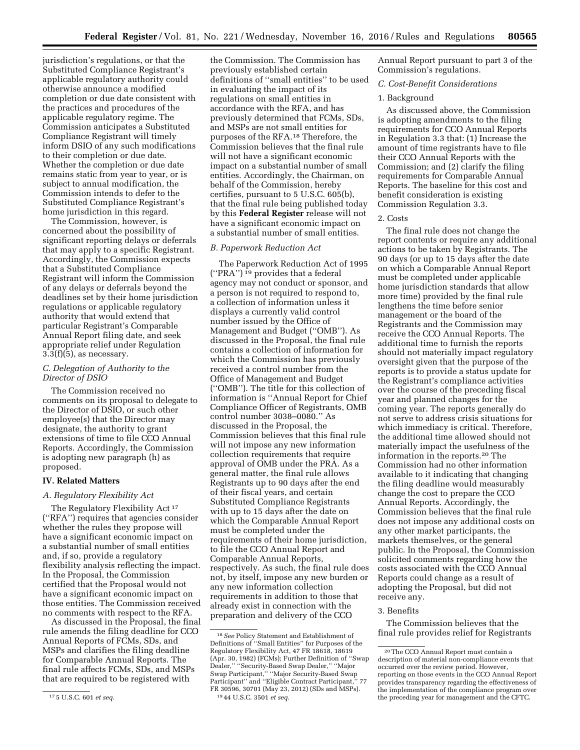jurisdiction's regulations, or that the Substituted Compliance Registrant's applicable regulatory authority could otherwise announce a modified completion or due date consistent with the practices and procedures of the applicable regulatory regime. The Commission anticipates a Substituted Compliance Registrant will timely inform DSIO of any such modifications to their completion or due date. Whether the completion or due date remains static from year to year, or is subject to annual modification, the Commission intends to defer to the Substituted Compliance Registrant's home jurisdiction in this regard.

The Commission, however, is concerned about the possibility of significant reporting delays or deferrals that may apply to a specific Registrant. Accordingly, the Commission expects that a Substituted Compliance Registrant will inform the Commission of any delays or deferrals beyond the deadlines set by their home jurisdiction regulations or applicable regulatory authority that would extend that particular Registrant's Comparable Annual Report filing date, and seek appropriate relief under Regulation 3.3(f)(5), as necessary.

### *C. Delegation of Authority to the Director of DSIO*

The Commission received no comments on its proposal to delegate to the Director of DSIO, or such other employee(s) that the Director may designate, the authority to grant extensions of time to file CCO Annual Reports. Accordingly, the Commission is adopting new paragraph (h) as proposed.

## IV. Related Matters

### *A. Regulatory Flexibility Act*

The Regulatory Flexibility Act [17] (''RFA'') requires that agencies consider whether the rules they propose will have a significant economic impact on a substantial number of small entities and, if so, provide a regulatory flexibility analysis reflecting the impact. In the Proposal, the Commission certified that the Proposal would not have a significant economic impact on those entities. The Commission received no comments with respect to the RFA.

As discussed in the Proposal, the final rule amends the filing deadline for CCO Annual Reports of FCMs, SDs, and MSPs and clarifies the filing deadline for Comparable Annual Reports. The final rule affects FCMs, SDs, and MSPs that are required to be registered with the Commission. The Commission has previously established certain definitions of ''small entities'' to be used in evaluating the impact of its regulations on small entities in accordance with the RFA, and has previously determined that FCMs, SDs, and MSPs are not small entities for purposes of the RFA.[18] Therefore, the Commission believes that the final rule will not have a significant economic impact on a substantial number of small entities. Accordingly, the Chairman, on behalf of the Commission, hereby certifies, pursuant to 5 U.S.C. 605(b), that the final rule being published today by this **Federal Register** release will not have a significant economic impact on a substantial number of small entities.

### *B. Paperwork Reduction Act*

The Paperwork Reduction Act of 1995 (''PRA'') [19] provides that a federal agency may not conduct or sponsor, and a person is not required to respond to, a collection of information unless it displays a currently valid control number issued by the Office of Management and Budget (''OMB''). As discussed in the Proposal, the final rule contains a collection of information for which the Commission has previously received a control number from the Office of Management and Budget (''OMB''). The title for this collection of information is ''Annual Report for Chief Compliance Officer of Registrants, OMB control number 3038–0080.'' As discussed in the Proposal, the Commission believes that this final rule will not impose any new information collection requirements that require approval of OMB under the PRA. As a general matter, the final rule allows Registrants up to 90 days after the end of their fiscal years, and certain Substituted Compliance Registrants with up to 15 days after the date on which the Comparable Annual Report must be completed under the requirements of their home jurisdiction, to file the CCO Annual Report and Comparable Annual Reports, respectively. As such, the final rule does not, by itself, impose any new burden or any new information collection requirements in addition to those that already exist in connection with the preparation and delivery of the CCO Annual Report pursuant to part 3 of the Commission's regulations.

### *C. Cost-Benefit Considerations*

#### 1. Background

As discussed above, the Commission is adopting amendments to the filing requirements for CCO Annual Reports in Regulation 3.3 that: (1) Increase the amount of time registrants have to file their CCO Annual Reports with the Commission; and (2) clarify the filing requirements for Comparable Annual Reports. The baseline for this cost and benefit consideration is existing Commission Regulation 3.3.

#### 2. Costs

The final rule does not change the report contents or require any additional actions to be taken by Registrants. The 90 days (or up to 15 days after the date on which a Comparable Annual Report must be completed under applicable home jurisdiction standards that allow more time) provided by the final rule lengthens the time before senior management or the board of the Registrants and the Commission may receive the CCO Annual Reports. The additional time to furnish the reports should not materially impact regulatory oversight given that the purpose of the reports is to provide a status update for the Registrant's compliance activities over the course of the preceding fiscal year and planned changes for the coming year. The reports generally do not serve to address crisis situations for which immediacy is critical. Therefore, the additional time allowed should not materially impact the usefulness of the information in the reports.[20] The Commission had no other information available to it indicating that changing the filing deadline would measurably change the cost to prepare the CCO Annual Reports. Accordingly, the Commission believes that the final rule does not impose any additional costs on any other market participants, the markets themselves, or the general public. In the Proposal, the Commission solicited comments regarding how the costs associated with the CCO Annual Reports could change as a result of adopting the Proposal, but did not receive any.

#### 3. Benefits

The Commission believes that the final rule provides relief for Registrants

---

[17] 5 U.S.C. 601 *et seq.*

[18] *See* Policy Statement and Establishment of Definitions of ''Small Entities'' for Purposes of the Regulatory Flexibility Act, 47 FR 18618, 18619 (Apr. 30, 1982) (FCMs); Further Definition of ''Swap Dealer,'' ''Security-Based Swap Dealer,'' ''Major Swap Participant,'' ''Major Security-Based Swap Participant'' and ''Eligible Contract Participant,'' 77 FR 30596, 30701 (May 23, 2012) (SDs and MSPs).

[19] 44 U.S.C. 3501 *et seq.*

[20] The CCO Annual Report must contain a description of material non-compliance events that occurred over the review period. However, reporting on those events in the CCO Annual Report provides transparency regarding the effectiveness of the implementation of the compliance program over the preceding year for management and the CFTC.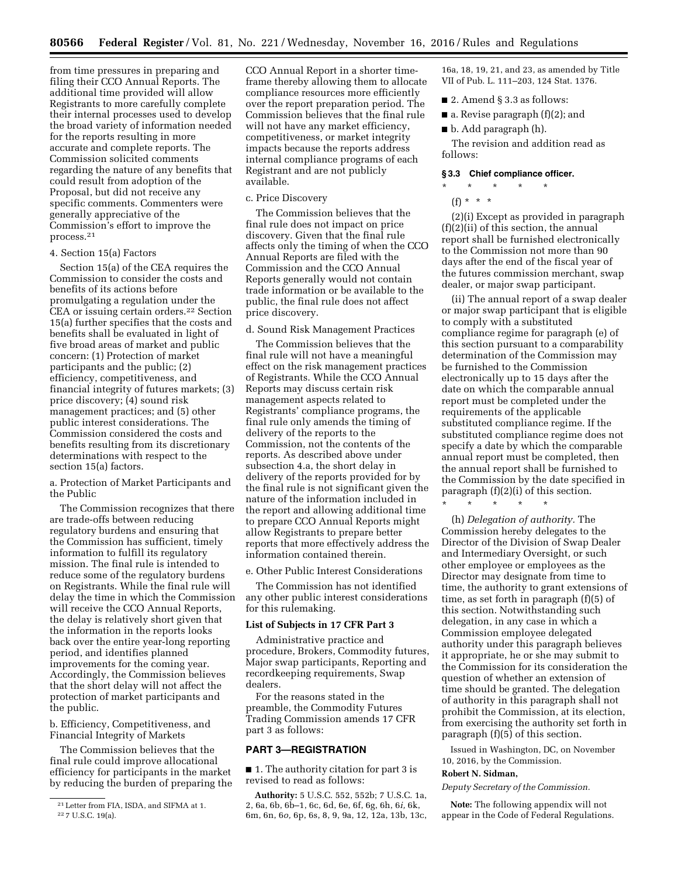from time pressures in preparing and filing their CCO Annual Reports. The additional time provided will allow Registrants to more carefully complete their internal processes used to develop the broad variety of information needed for the reports resulting in more accurate and complete reports. The Commission solicited comments regarding the nature of any benefits that could result from adoption of the Proposal, but did not receive any specific comments. Commenters were generally appreciative of the Commission's effort to improve the process.[21]

4. Section 15(a) Factors

Section 15(a) of the CEA requires the Commission to consider the costs and benefits of its actions before promulgating a regulation under the CEA or issuing certain orders.[22] Section 15(a) further specifies that the costs and benefits shall be evaluated in light of five broad areas of market and public concern: (1) Protection of market participants and the public; (2) efficiency, competitiveness, and financial integrity of futures markets; (3) price discovery; (4) sound risk management practices; and (5) other public interest considerations. The Commission considered the costs and benefits resulting from its discretionary determinations with respect to the section 15(a) factors.

a. Protection of Market Participants and the Public

The Commission recognizes that there are trade-offs between reducing regulatory burdens and ensuring that the Commission has sufficient, timely information to fulfill its regulatory mission. The final rule is intended to reduce some of the regulatory burdens on Registrants. While the final rule will delay the time in which the Commission will receive the CCO Annual Reports, the delay is relatively short given that the information in the reports looks back over the entire year-long reporting period, and identifies planned improvements for the coming year. Accordingly, the Commission believes that the short delay will not affect the protection of market participants and the public.

b. Efficiency, Competitiveness, and Financial Integrity of Markets

The Commission believes that the final rule could improve allocational efficiency for participants in the market by reducing the burden of preparing the CCO Annual Report in a shorter time-frame thereby allowing them to allocate compliance resources more efficiently over the report preparation period. The Commission believes that the final rule will not have any market efficiency, competitiveness, or market integrity impacts because the reports address internal compliance programs of each Registrant and are not publicly available.

c. Price Discovery

The Commission believes that the final rule does not impact on price discovery. Given that the final rule affects only the timing of when the CCO Annual Reports are filed with the Commission and the CCO Annual Reports generally would not contain trade information or be available to the public, the final rule does not affect price discovery.

d. Sound Risk Management Practices

The Commission believes that the final rule will not have a meaningful effect on the risk management practices of Registrants. While the CCO Annual Reports may discuss certain risk management aspects related to Registrants' compliance programs, the final rule only amends the timing of delivery of the reports to the Commission, not the contents of the reports. As described above under subsection 4.a, the short delay in delivery of the reports provided for by the final rule is not significant given the nature of the information included in the report and allowing additional time to prepare CCO Annual Reports might allow Registrants to prepare better reports that more effectively address the information contained therein.

e. Other Public Interest Considerations

The Commission has not identified any other public interest considerations for this rulemaking.

**List of Subjects in 17 CFR Part 3**

Administrative practice and procedure, Brokers, Commodity futures, Major swap participants, Reporting and recordkeeping requirements, Swap dealers.

For the reasons stated in the preamble, the Commodity Futures Trading Commission amends 17 CFR part 3 as follows:

## PART 3—REGISTRATION

■ 1. The authority citation for part 3 is revised to read as follows:

**Authority:** 5 U.S.C. 552, 552b; 7 U.S.C. 1a, 2, 6a, 6b, 6b–1, 6c, 6d, 6e, 6f, 6g, 6h, 6*i*, 6k, 6m, 6n, 6*o*, 6p, 6s, 8, 9, 9a, 12, 12a, 13b, 13c, 16a, 18, 19, 21, and 23, as amended by Title VII of Pub. L. 111–203, 124 Stat. 1376.

■ 2. Amend § 3.3 as follows:

■ a. Revise paragraph (f)(2); and

■ b. Add paragraph (h).

The revision and addition read as follows:

**§ 3.3 Chief compliance officer.**

\* \* \* \* \*

(f) \* \* \*

(2)(i) Except as provided in paragraph (f)(2)(ii) of this section, the annual report shall be furnished electronically to the Commission not more than 90 days after the end of the fiscal year of the futures commission merchant, swap dealer, or major swap participant.

(ii) The annual report of a swap dealer or major swap participant that is eligible to comply with a substituted compliance regime for paragraph (e) of this section pursuant to a comparability determination of the Commission may be furnished to the Commission electronically up to 15 days after the date on which the comparable annual report must be completed under the requirements of the applicable substituted compliance regime. If the substituted compliance regime does not specify a date by which the comparable annual report must be completed, then the annual report shall be furnished to the Commission by the date specified in paragraph (f)(2)(i) of this section.

\* \* \* \* \*

(h) *Delegation of authority.* The Commission hereby delegates to the Director of the Division of Swap Dealer and Intermediary Oversight, or such other employee or employees as the Director may designate from time to time, the authority to grant extensions of time, as set forth in paragraph (f)(5) of this section. Notwithstanding such delegation, in any case in which a Commission employee delegated authority under this paragraph believes it appropriate, he or she may submit to the Commission for its consideration the question of whether an extension of time should be granted. The delegation of authority in this paragraph shall not prohibit the Commission, at its election, from exercising the authority set forth in paragraph (f)(5) of this section.

Issued in Washington, DC, on November 10, 2016, by the Commission.

**Robert N. Sidman,**

*Deputy Secretary of the Commission.*

**Note:** The following appendix will not appear in the Code of Federal Regulations.

---

[21] Letter from FIA, ISDA, and SIFMA at 1.

[22] 7 U.S.C. 19(a).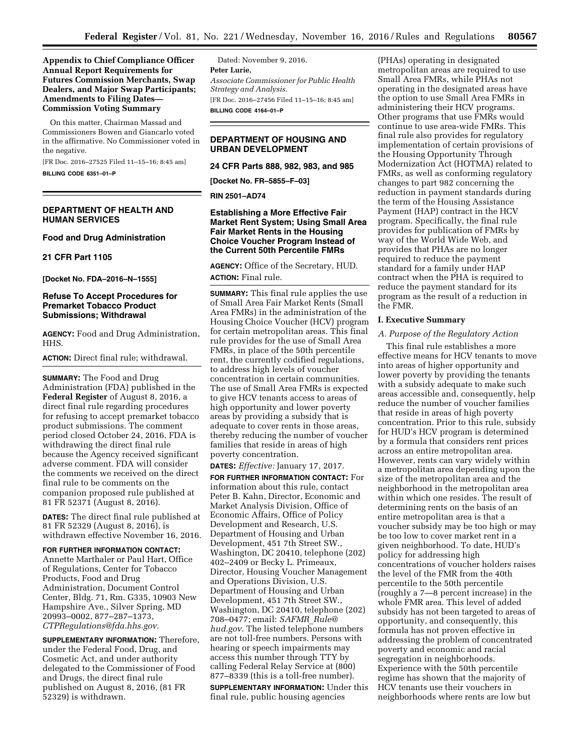**Appendix to Chief Compliance Officer Annual Report Requirements for Futures Commission Merchants, Swap Dealers, and Major Swap Participants; Amendments to Filing Dates—Commission Voting Summary**

On this matter, Chairman Massad and Commissioners Bowen and Giancarlo voted in the affirmative. No Commissioner voted in the negative.

[FR Doc. 2016–27525 Filed 11–15–16; 8:45 am]

**BILLING CODE 6351–01–P**

## DEPARTMENT OF HEALTH AND HUMAN SERVICES

### Food and Drug Administration

### 21 CFR Part 1105

**[Docket No. FDA–2016–N–1555]**

### Refuse To Accept Procedures for Premarket Tobacco Product Submissions; Withdrawal

**AGENCY:** Food and Drug Administration, HHS.

**ACTION:** Direct final rule; withdrawal.

**SUMMARY:** The Food and Drug Administration (FDA) published in the **Federal Register** of August 8, 2016, a direct final rule regarding procedures for refusing to accept premarket tobacco product submissions. The comment period closed October 24, 2016. FDA is withdrawing the direct final rule because the Agency received significant adverse comment. FDA will consider the comments we received on the direct final rule to be comments on the companion proposed rule published at 81 FR 52371 (August 8, 2016).

**DATES:** The direct final rule published at 81 FR 52329 (August 8, 2016), is withdrawn effective November 16, 2016.

**FOR FURTHER INFORMATION CONTACT:** Annette Marthaler or Paul Hart, Office of Regulations, Center for Tobacco Products, Food and Drug Administration, Document Control Center, Bldg. 71, Rm. G335, 10903 New Hampshire Ave., Silver Spring, MD 20993–0002, 877–287–1373, *CTPRegulations@fda.hhs.gov.*

**SUPPLEMENTARY INFORMATION:** Therefore, under the Federal Food, Drug, and Cosmetic Act, and under authority delegated to the Commissioner of Food and Drugs, the direct final rule published on August 8, 2016, (81 FR 52329) is withdrawn.

Dated: November 9, 2016.

**Peter Lurie,**

*Associate Commissioner for Public Health Strategy and Analysis.*

[FR Doc. 2016–27456 Filed 11–15–16; 8:45 am]

**BILLING CODE 4164–01–P**

## DEPARTMENT OF HOUSING AND URBAN DEVELOPMENT

### 24 CFR Parts 888, 982, 983, and 985

**[Docket No. FR–5855–F–03]**

**RIN 2501–AD74**

### Establishing a More Effective Fair Market Rent System; Using Small Area Fair Market Rents in the Housing Choice Voucher Program Instead of the Current 50th Percentile FMRs

**AGENCY:** Office of the Secretary, HUD.

**ACTION:** Final rule.

**SUMMARY:** This final rule applies the use of Small Area Fair Market Rents (Small Area FMRs) in the administration of the Housing Choice Voucher (HCV) program for certain metropolitan areas. This final rule provides for the use of Small Area FMRs, in place of the 50th percentile rent, the currently codified regulations, to address high levels of voucher concentration in certain communities. The use of Small Area FMRs is expected to give HCV tenants access to areas of high opportunity and lower poverty areas by providing a subsidy that is adequate to cover rents in those areas, thereby reducing the number of voucher families that reside in areas of high poverty concentration.

**DATES:** *Effective:* January 17, 2017.

**FOR FURTHER INFORMATION CONTACT:** For information about this rule, contact Peter B. Kahn, Director, Economic and Market Analysis Division, Office of Economic Affairs, Office of Policy Development and Research, U.S. Department of Housing and Urban Development, 451 7th Street SW., Washington, DC 20410, telephone (202) 402–2409 or Becky L. Primeaux, Director, Housing Voucher Management and Operations Division, U.S. Department of Housing and Urban Development, 451 7th Street SW., Washington, DC 20410, telephone (202) 708–0477; email: *SAFMR_Rule@hud.gov*. The listed telephone numbers are not toll-free numbers. Persons with hearing or speech impairments may access this number through TTY by calling Federal Relay Service at (800) 877–8339 (this is a toll-free number).

**SUPPLEMENTARY INFORMATION:** Under this final rule, public housing agencies (PHAs) operating in designated metropolitan areas are required to use Small Area FMRs, while PHAs not operating in the designated areas have the option to use Small Area FMRs in administering their HCV programs. Other programs that use FMRs would continue to use area-wide FMRs. This final rule also provides for regulatory implementation of certain provisions of the Housing Opportunity Through Modernization Act (HOTMA) related to FMRs, as well as conforming regulatory changes to part 982 concerning the reduction in payment standards during the term of the Housing Assistance Payment (HAP) contract in the HCV program. Specifically, the final rule provides for publication of FMRs by way of the World Wide Web, and provides that PHAs are no longer required to reduce the payment standard for a family under HAP contract when the PHA is required to reduce the payment standard for its program as the result of a reduction in the FMR.

#### I. Executive Summary

*A. Purpose of the Regulatory Action*

This final rule establishes a more effective means for HCV tenants to move into areas of higher opportunity and lower poverty by providing the tenants with a subsidy adequate to make such areas accessible and, consequently, help reduce the number of voucher families that reside in areas of high poverty concentration. Prior to this rule, subsidy for HUD's HCV program is determined by a formula that considers rent prices across an entire metropolitan area. However, rents can vary widely within a metropolitan area depending upon the size of the metropolitan area and the neighborhood in the metropolitan area within which one resides. The result of determining rents on the basis of an entire metropolitan area is that a voucher subsidy may be too high or may be too low to cover market rent in a given neighborhood. To date, HUD's policy for addressing high concentrations of voucher holders raises the level of the FMR from the 40th percentile to the 50th percentile (roughly a 7—8 percent increase) in the whole FMR area. This level of added subsidy has not been targeted to areas of opportunity, and consequently, this formula has not proven effective in addressing the problem of concentrated poverty and economic and racial segregation in neighborhoods. Experience with the 50th percentile regime has shown that the majority of HCV tenants use their vouchers in neighborhoods where rents are low but